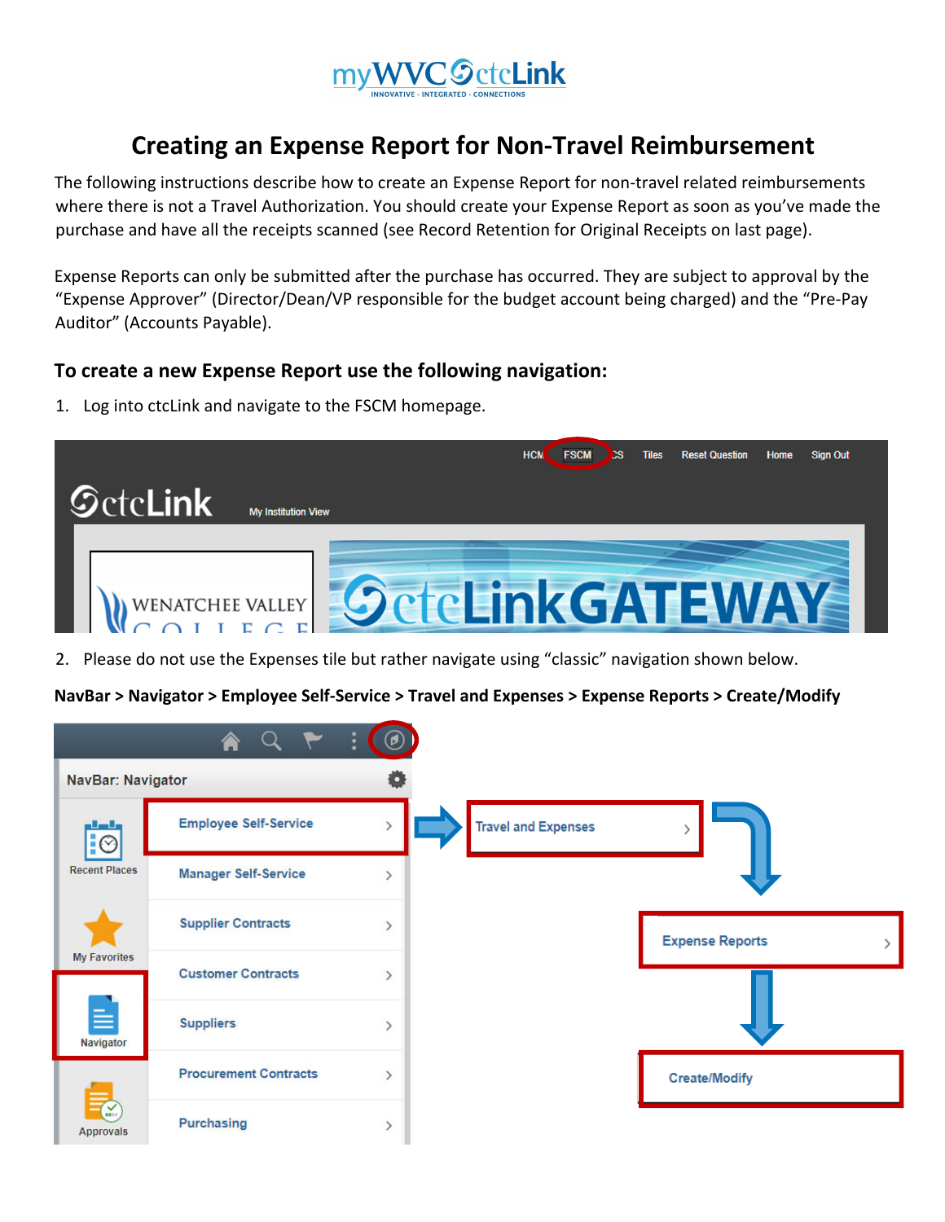# Creating an Expense Report for Non-Travel Reimbursement

The following instructions describe how to create an Expense Report for non-travel related reimbursements where there is not a Travel Authorization. You should create your Expense Report as soon as you've made the purchase and have all the receipts scanned (see Record Retention for Original Receipts on last page).

Expense Reports can only be submitted after the purchase has occurred. They are subject to approval by the "Expense Approver" (Director/Dean/VP responsible for the budget account being charged) and the "Pre-Pay Auditor" (Accounts Payable).

### To create a new Expense Report use the following navigation:

1. Log into ctcLink and navigate to the FSCM homepage.

2. Please do not use the Expenses tile but rather navigate using "classic" navigation shown below.

**NavBar > Navigator > Employee Self-Service > Travel and Expenses > Expense Reports > Create/Modify**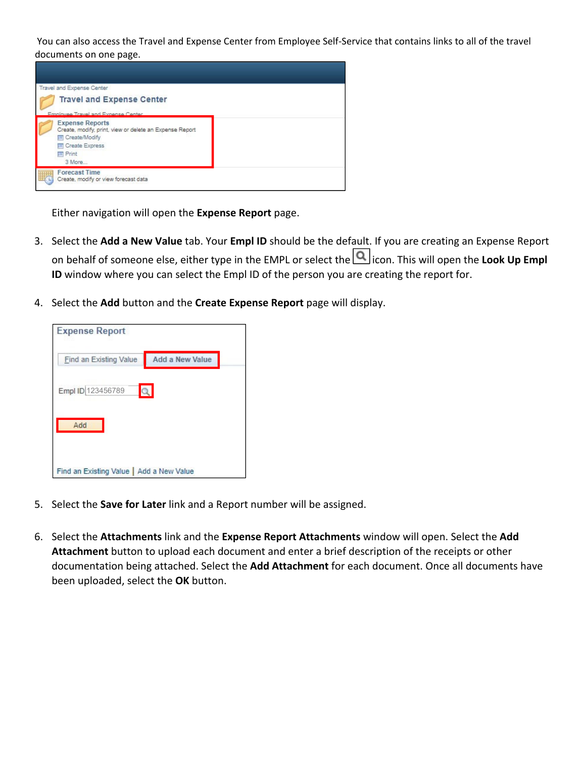You can also access the Travel and Expense Center from Employee Self-Service that contains links to all of the travel documents on one page.

Either navigation will open the **Expense Report** page.

3. Select the **Add a New Value** tab. Your **Empl ID** should be the default. If you are creating an Expense Report on behalf of someone else, either type in the EMPL or select the icon. This will open the **Look Up Empl ID** window where you can select the Empl ID of the person you are creating the report for.

4. Select the **Add** button and the **Create Expense Report** page will display.

5. Select the **Save for Later** link and a Report number will be assigned.

6. Select the **Attachments** link and the **Expense Report Attachments** window will open. Select the **Add Attachment** button to upload each document and enter a brief description of the receipts or other documentation being attached. Select the **Add Attachment** for each document. Once all documents have been uploaded, select the **OK** button.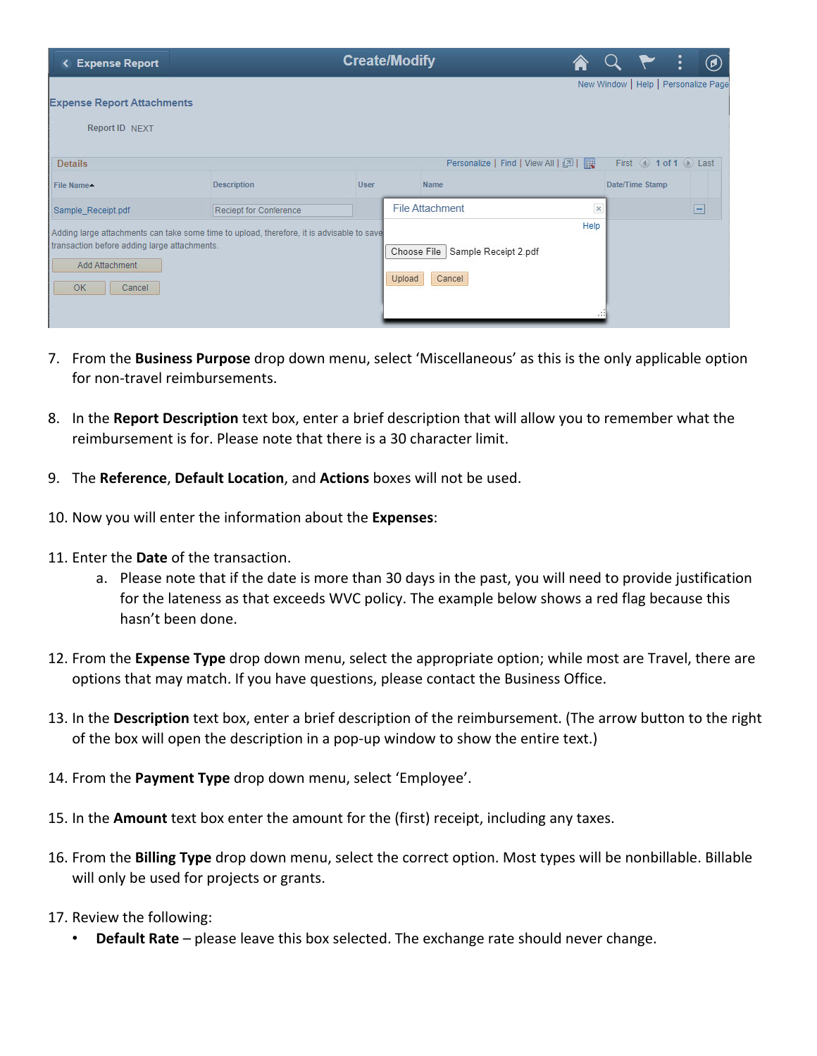7. From the **Business Purpose** drop down menu, select ‘Miscellaneous’ as this is the only applicable option for non-travel reimbursements.

8. In the **Report Description** text box, enter a brief description that will allow you to remember what the reimbursement is for. Please note that there is a 30 character limit.

9. The **Reference**, **Default Location**, and **Actions** boxes will not be used.

10. Now you will enter the information about the **Expenses**:

11. Enter the **Date** of the transaction.
    a. Please note that if the date is more than 30 days in the past, you will need to provide justification for the lateness as that exceeds WVC policy. The example below shows a red flag because this hasn’t been done.

12. From the **Expense Type** drop down menu, select the appropriate option; while most are Travel, there are options that may match. If you have questions, please contact the Business Office.

13. In the **Description** text box, enter a brief description of the reimbursement. (The arrow button to the right of the box will open the description in a pop-up window to show the entire text.)

14. From the **Payment Type** drop down menu, select ‘Employee’.

15. In the **Amount** text box enter the amount for the (first) receipt, including any taxes.

16. From the **Billing Type** drop down menu, select the correct option. Most types will be nonbillable. Billable will only be used for projects or grants.

17. Review the following:
    - **Default Rate** – please leave this box selected. The exchange rate should never change.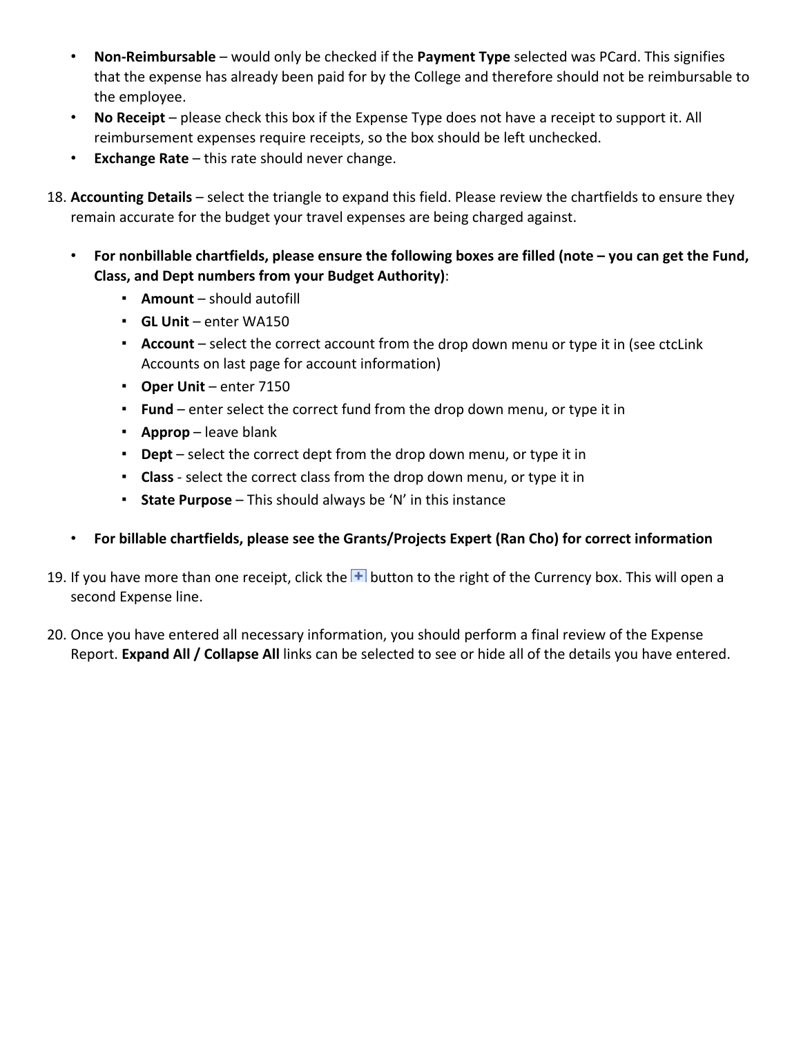- **Non-Reimbursable** – would only be checked if the **Payment Type** selected was PCard. This signifies that the expense has already been paid for by the College and therefore should not be reimbursable to the employee.
- **No Receipt** – please check this box if the Expense Type does not have a receipt to support it. All reimbursement expenses require receipts, so the box should be left unchecked.
- **Exchange Rate** – this rate should never change.

18. **Accounting Details** – select the triangle to expand this field. Please review the chartfields to ensure they remain accurate for the budget your travel expenses are being charged against.

    - **For nonbillable chartfields, please ensure the following boxes are filled (note – you can get the Fund, Class, and Dept numbers from your Budget Authority)**:
        - **Amount** – should autofill
        - **GL Unit** – enter WA150
        - **Account** – select the correct account from the drop down menu or type it in (see ctcLink Accounts on last page for account information)
        - **Oper Unit** – enter 7150
        - **Fund** – enter select the correct fund from the drop down menu, or type it in
        - **Approp** – leave blank
        - **Dept** – select the correct dept from the drop down menu, or type it in
        - **Class** - select the correct class from the drop down menu, or type it in
        - **State Purpose** – This should always be 'N' in this instance

    - **For billable chartfields, please see the Grants/Projects Expert (Ran Cho) for correct information**

19. If you have more than one receipt, click the + button to the right of the Currency box. This will open a second Expense line.

20. Once you have entered all necessary information, you should perform a final review of the Expense Report. **Expand All / Collapse All** links can be selected to see or hide all of the details you have entered.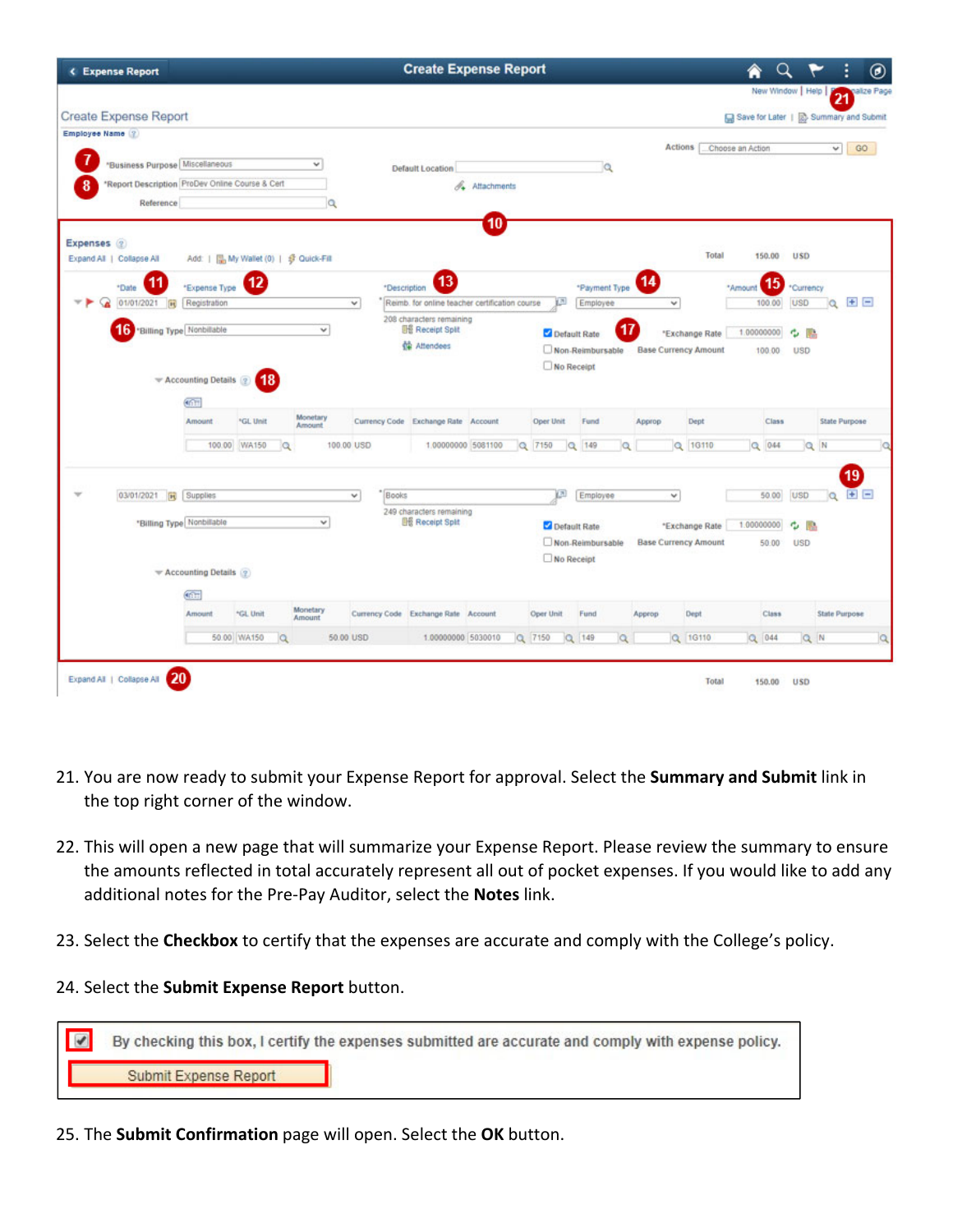21. You are now ready to submit your Expense Report for approval. Select the **Summary and Submit** link in the top right corner of the window.

22. This will open a new page that will summarize your Expense Report. Please review the summary to ensure the amounts reflected in total accurately represent all out of pocket expenses. If you would like to add any additional notes for the Pre-Pay Auditor, select the **Notes** link.

23. Select the **Checkbox** to certify that the expenses are accurate and comply with the College's policy.

24. Select the **Submit Expense Report** button.

25. The **Submit Confirmation** page will open. Select the **OK** button.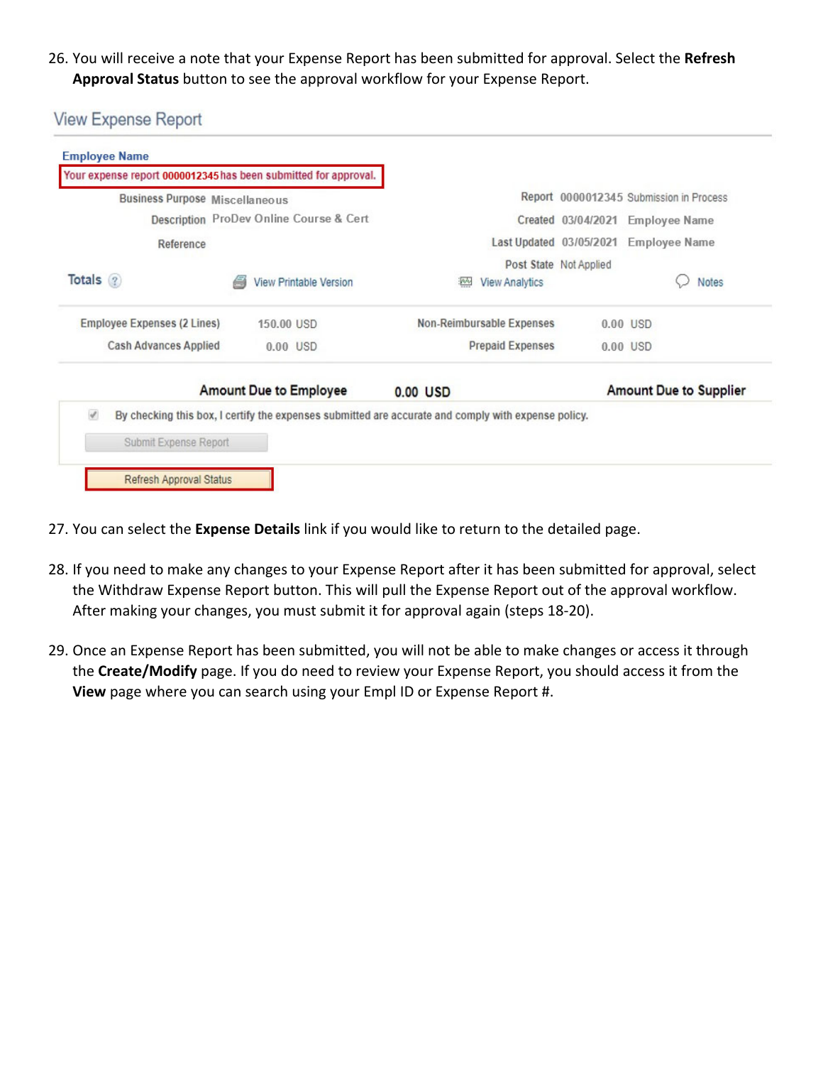26. You will receive a note that your Expense Report has been submitted for approval. Select the **Refresh Approval Status** button to see the approval workflow for your Expense Report.

View Expense Report

**Employee Name**

Your expense report 0000012345 has been submitted for approval.

| | | | |
|---|---|---|---|
| Business Purpose | Miscellaneous | Report | 0000012345 Submission in Process |
| Description | ProDev Online Course & Cert | Created | 03/04/2021 Employee Name |
| Reference | | Last Updated | 03/05/2021 Employee Name |
| | | Post State | Not Applied |

Totals | View Printable Version | View Analytics | Notes

| | | | |
|---|---|---|---|
| Employee Expenses (2 Lines) | 150.00 USD | Non-Reimbursable Expenses | 0.00 USD |
| Cash Advances Applied | 0.00 USD | Prepaid Expenses | 0.00 USD |

**Amount Due to Employee** 0.00 USD **Amount Due to Supplier**

By checking this box, I certify the expenses submitted are accurate and comply with expense policy.

Submit Expense Report

Refresh Approval Status

27. You can select the **Expense Details** link if you would like to return to the detailed page.

28. If you need to make any changes to your Expense Report after it has been submitted for approval, select the Withdraw Expense Report button. This will pull the Expense Report out of the approval workflow. After making your changes, you must submit it for approval again (steps 18-20).

29. Once an Expense Report has been submitted, you will not be able to make changes or access it through the **Create/Modify** page. If you do need to review your Expense Report, you should access it from the **View** page where you can search using your Empl ID or Expense Report #.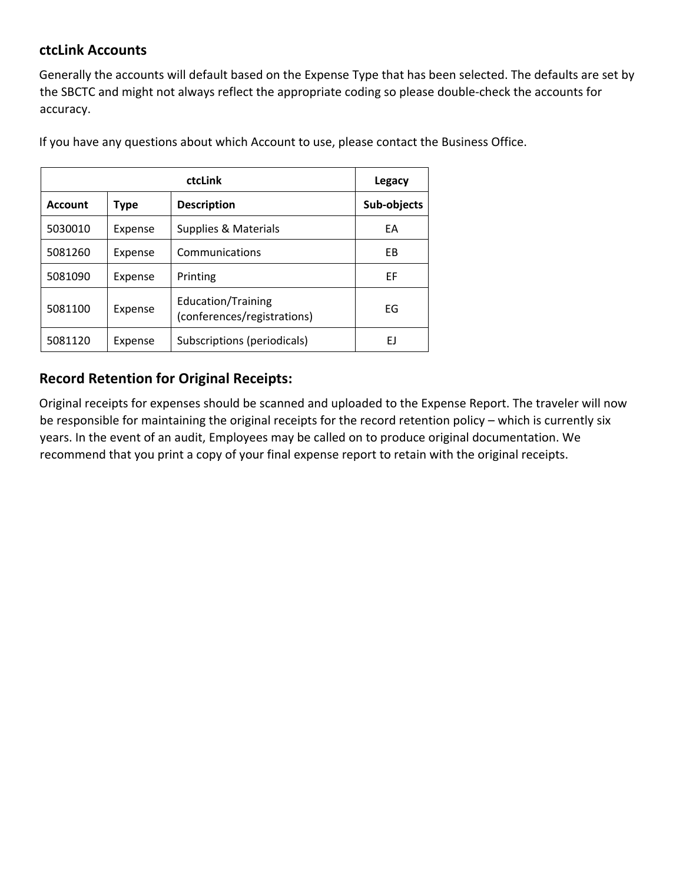## ctcLink Accounts

Generally the accounts will default based on the Expense Type that has been selected. The defaults are set by the SBCTC and might not always reflect the appropriate coding so please double-check the accounts for accuracy.

If you have any questions about which Account to use, please contact the Business Office.

| ctcLink | | | Legacy |
|---|---|---|---|
| **Account** | **Type** | **Description** | **Sub-objects** |
| 5030010 | Expense | Supplies & Materials | EA |
| 5081260 | Expense | Communications | EB |
| 5081090 | Expense | Printing | EF |
| 5081100 | Expense | Education/Training (conferences/registrations) | EG |
| 5081120 | Expense | Subscriptions (periodicals) | EJ |

## Record Retention for Original Receipts:

Original receipts for expenses should be scanned and uploaded to the Expense Report. The traveler will now be responsible for maintaining the original receipts for the record retention policy – which is currently six years. In the event of an audit, Employees may be called on to produce original documentation. We recommend that you print a copy of your final expense report to retain with the original receipts.